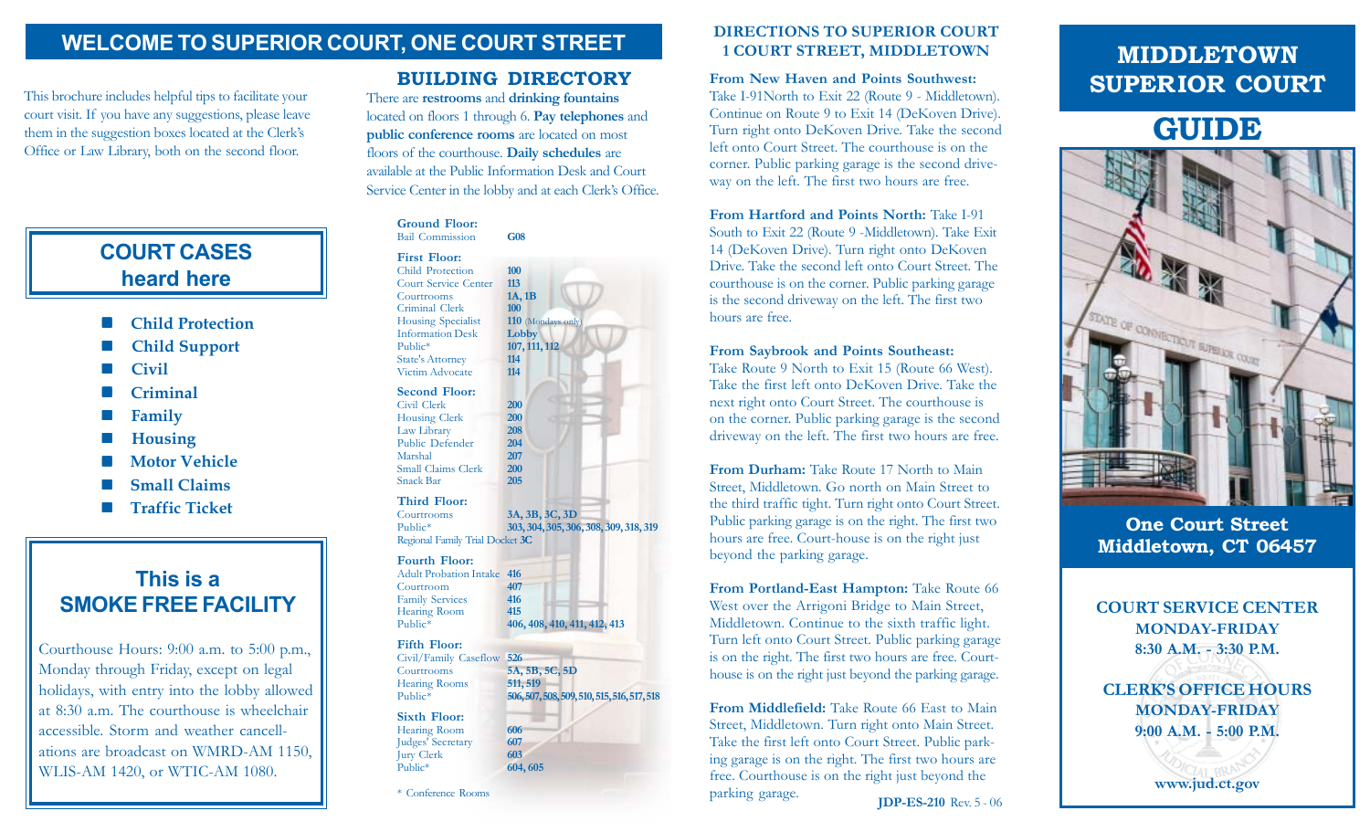# WELCOME TO SUPERIOR COURT, ONE COURT STREET

This brochure includes helpful tips to facilitate your court visit. If you have any suggestions, please leave them in the suggestion boxes located at the Clerk's Office or Law Library, both on the second floor.

## COURT CASES heard here

- **Child Protection**
- **Child Support**
- **Civil**
- **Criminal**
- **Family**
- **Housing**
- **Motor Vehicle**
- **Small Claims**
- **Traffic Ticket**

## This is a SMOKE FREE FACILITY

Courthouse Hours: 9:00 a.m. to 5:00 p.m., Monday through Friday, except on legal holidays, with entry into the lobby allowed at 8:30 a.m. The courthouse is wheelchair accessible. Storm and weather cancellations are broadcast on WMRD-AM 1150, WLIS-AM 1420, or WTIC-AM 1080.

## BUILDING DIRECTORY

There are **restrooms** and **drinking fountains** located on floors 1 through 6. **Pay telephones** and **public conference rooms** are located on most floors of the courthouse. **Daily schedules** are available at the Public Information Desk and Court Service Center in the lobby and at each Clerk's Office.

**Ground Floor:**

| | |
|---|---|
| Bail Commission | **G08** |

**First Floor:**

| | |
|---|---|
| Child Protection | **100** |
| Court Service Center | **113** |
| Courtrooms | **1A, 1B** |
| Criminal Clerk | **100** |
| Housing Specialist | **110** (Mondays only) |
| Information Desk | **Lobby** |
| Public* | **107, 111, 112** |
| State's Attorney | **114** |
| Victim Advocate | **114** |

**Second Floor:**

| | |
|---|---|
| Civil Clerk | **200** |
| Housing Clerk | **200** |
| Law Library | **208** |
| Public Defender | **204** |
| Marshal | **207** |
| Small Claims Clerk | **200** |
| Snack Bar | **205** |

**Third Floor:**

| | |
|---|---|
| Courtrooms | **3A, 3B, 3C, 3D** |
| Public* | **303, 304, 305, 306, 308, 309, 318, 319** |
| Regional Family Trial Docket | **3C** |

**Fourth Floor:**

| | |
|---|---|
| Adult Probation Intake | **416** |
| Courtroom | **407** |
| Family Services | **416** |
| Hearing Room | **415** |
| Public* | **406, 408, 410, 411, 412, 413** |

**Fifth Floor:**

| | |
|---|---|
| Civil/Family Caseflow | **526** |
| Courtrooms | **5A, 5B, 5C, 5D** |
| Hearing Rooms | **511, 519** |
| Public* | **506, 507, 508, 509, 510, 515, 516, 517, 518** |

**Sixth Floor:**

| | |
|---|---|
| Hearing Room | **606** |
| Judges' Secretary | **607** |
| Jury Clerk | **603** |
| Public* | **604, 605** |

\* Conference Rooms

## DIRECTIONS TO SUPERIOR COURT 1 COURT STREET, MIDDLETOWN

**From New Haven and Points Southwest:** Take I-91North to Exit 22 (Route 9 - Middletown). Continue on Route 9 to Exit 14 (DeKoven Drive). Turn right onto DeKoven Drive. Take the second left onto Court Street. The courthouse is on the corner. Public parking garage is the second driveway on the left. The first two hours are free.

**From Hartford and Points North:** Take I-91 South to Exit 22 (Route 9 -Middletown). Take Exit 14 (DeKoven Drive). Turn right onto DeKoven Drive. Take the second left onto Court Street. The courthouse is on the corner. Public parking garage is the second driveway on the left. The first two hours are free.

**From Saybrook and Points Southeast:** Take Route 9 North to Exit 15 (Route 66 West). Take the first left onto DeKoven Drive. Take the next right onto Court Street. The courthouse is on the corner. Public parking garage is the second driveway on the left. The first two hours are free.

**From Durham:** Take Route 17 North to Main Street, Middletown. Go north on Main Street to the third traffic light. Turn right onto Court Street. Public parking garage is on the right. The first two hours are free. Court-house is on the right just beyond the parking garage.

**From Portland-East Hampton:** Take Route 66 West over the Arrigoni Bridge to Main Street, Middletown. Continue to the sixth traffic light. Turn left onto Court Street. Public parking garage is on the right. The first two hours are free. Courthouse is on the right just beyond the parking garage.

**From Middlefield:** Take Route 66 East to Main Street, Middletown. Turn right onto Main Street. Take the first left onto Court Street. Public parking garage is on the right. The first two hours are free. Courthouse is on the right just beyond the parking garage.

**JDP-ES-210** Rev. 5 - 06

# MIDDLETOWN SUPERIOR COURT

# GUIDE

**One Court Street**
**Middletown, CT 06457**

**COURT SERVICE CENTER**
**MONDAY-FRIDAY**
**8:30 A.M. - 3:30 P.M.**

**CLERK'S OFFICE HOURS**
**MONDAY-FRIDAY**
**9:00 A.M. - 5:00 P.M.**

**www.jud.ct.gov**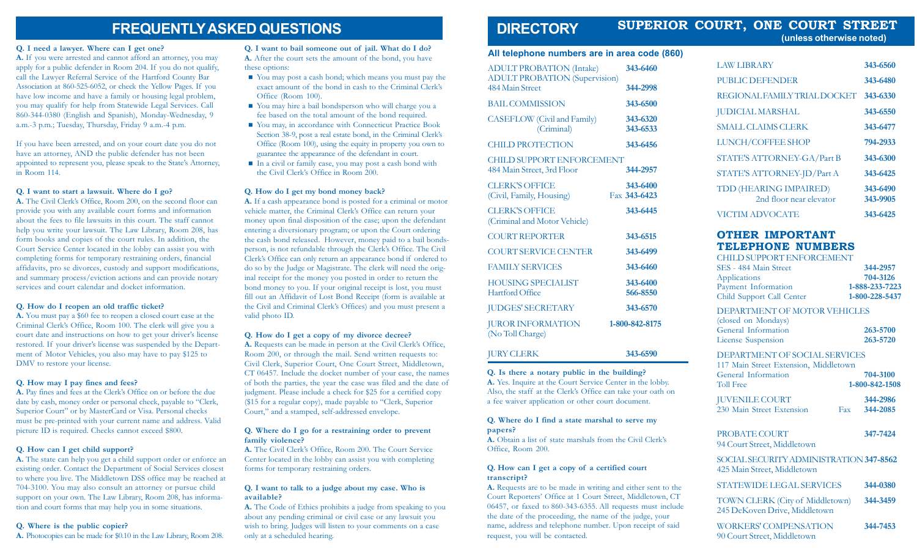# FREQUENTLY ASKED QUESTIONS

**Q. I need a lawyer. Where can I get one?**
**A.** If you were arrested and cannot afford an attorney, you may apply for a public defender in Room 204. If you do not qualify, call the Lawyer Referral Service of the Hartford County Bar Association at 860-525-6052, or check the Yellow Pages. If you have low income and have a family or housing legal problem, you may qualify for help from Statewide Legal Services. Call 860-344-0380 (English and Spanish), Monday-Wednesday, 9 a.m.-3 p.m.; Tuesday, Thursday, Friday 9 a.m.-4 p.m.

If you have been arrested, and on your court date you do not have an attorney, AND the public defender has not been appointed to represent you, please speak to the State's Attorney, in Room 114.

**Q. I want to start a lawsuit. Where do I go?**
**A.** The Civil Clerk's Office, Room 200, on the second floor can provide you with any available court forms and information about the fees to file lawsuits in this court. The staff cannot help you write your lawsuit. The Law Library, Room 208, has form books and copies of the court rules. In addition, the Court Service Center located in the lobby can assist you with completing forms for temporary restraining orders, financial affidavits, pro se divorces, custody and support modifications, and summary process/eviction actions and can provide notary services and court calendar and docket information.

**Q. How do I reopen an old traffic ticket?**
**A.** You must pay a $60 fee to reopen a closed court case at the Criminal Clerk's Office, Room 100. The clerk will give you a court date and instructions on how to get your driver's license restored. If your driver's license was suspended by the Department of Motor Vehicles, you also may have to pay $125 to DMV to restore your license.

**Q. How may I pay fines and fees?**
**A.** Pay fines and fees at the Clerk's Office on or before the due date by cash, money order or personal check, payable to "Clerk, Superior Court" or by MasterCard or Visa. Personal checks must be pre-printed with your current name and address. Valid picture ID is required. Checks cannot exceed $800.

**Q. How can I get child support?**
**A.** The state can help you get a child support order or enforce an existing order. Contact the Department of Social Services closest to where you live. The Middletown DSS office may be reached at 704-3100. You may also consult an attorney or pursue child support on your own. The Law Library, Room 208, has information and court forms that may help you in some situations.

**Q. Where is the public copier?**
**A.** Photocopies can be made for $0.10 in the Law Library, Room 208.

**Q. I want to bail someone out of jail. What do I do?**
**A.** After the court sets the amount of the bond, you have these options:

- You may post a cash bond; which means you must pay the exact amount of the bond in cash to the Criminal Clerk's Office (Room 100).
- You may hire a bail bondsperson who will charge you a fee based on the total amount of the bond required.
- You may, in accordance with Connecticut Practice Book Section 38-9, post a real estate bond, in the Criminal Clerk's Office (Room 100), using the equity in property you own to guarantee the appearance of the defendant in court.
- In a civil or family case, you may post a cash bond with the Civil Clerk's Office in Room 200.

**Q. How do I get my bond money back?**
**A.** If a cash appearance bond is posted for a criminal or motor vehicle matter, the Criminal Clerk's Office can return your money upon final disposition of the case; upon the defendant entering a diversionary program; or upon the Court ordering the cash bond released. However, money paid to a bail bondsperson, is not refundable through the Clerk's Office. The Civil Clerk's Office can only return an appearance bond if ordered to do so by the Judge or Magistrate. The clerk will need the original receipt for the money you posted in order to return the bond money to you. If your original receipt is lost, you must fill out an Affidavit of Lost Bond Receipt (form is available at the Civil and Criminal Clerk's Offices) and you must present a valid photo ID.

**Q. How do I get a copy of my divorce decree?**
**A.** Requests can be made in person at the Civil Clerk's Office, Room 200, or through the mail. Send written requests to: Civil Clerk, Superior Court, One Court Street, Middletown, CT 06457. Include the docket number of your case, the names of both the parties, the year the case was filed and the date of judgment. Please include a check for $25 for a certified copy ($15 for a regular copy), made payable to "Clerk, Superior Court," and a stamped, self-addressed envelope.

**Q. Where do I go for a restraining order to prevent family violence?**
**A.** The Civil Clerk's Office, Room 200. The Court Service Center located in the lobby can assist you with completing forms for temporary restraining orders.

**Q. I want to talk to a judge about my case. Who is available?**
**A.** The Code of Ethics prohibits a judge from speaking to you about any pending criminal or civil case or any lawsuit you wish to bring. Judges will listen to your comments on a case only at a scheduled hearing.

# DIRECTORY

## SUPERIOR COURT, ONE COURT STREET
(unless otherwise noted)

**All telephone numbers are in area code (860)**

| | |
|---|---|
| ADULT PROBATION (Intake) | 343-6460 |
| ADULT PROBATION (Supervision) 484 Main Street | 344-2998 |
| BAIL COMMISSION | 343-6500 |
| CASEFLOW (Civil and Family) | 343-6320 |
| (Criminal) | 343-6533 |
| CHILD PROTECTION | 343-6456 |
| CHILD SUPPORT ENFORCEMENT 484 Main Street, 3rd Floor | 344-2957 |
| CLERK'S OFFICE (Civil, Family, Housing) | 343-6400 Fax 343-6423 |
| CLERK'S OFFICE (Criminal and Motor Vehicle) | 343-6445 |
| COURT REPORTER | 343-6515 |
| COURT SERVICE CENTER | 343-6499 |
| FAMILY SERVICES | 343-6460 |
| HOUSING SPECIALIST | 343-6400 |
| Hartford Office | 566-8550 |
| JUDGES' SECRETARY | 343-6570 |
| JUROR INFORMATION (No Toll Charge) | 1-800-842-8175 |
| JURY CLERK | 343-6590 |
| LAW LIBRARY | 343-6560 |
| PUBLIC DEFENDER | 343-6480 |
| REGIONAL FAMILY TRIAL DOCKET | 343-6330 |
| JUDICIAL MARSHAL | 343-6550 |
| SMALL CLAIMS CLERK | 343-6477 |
| LUNCH/COFFEE SHOP | 794-2933 |
| STATE'S ATTORNEY-GA/Part B | 343-6300 |
| STATE'S ATTORNEY-JD/Part A | 343-6425 |
| TDD (HEARING IMPAIRED) | 343-6490 |
| 2nd floor near elevator | 343-9905 |
| VICTIM ADVOCATE | 343-6425 |

**Q. Is there a notary public in the building?**
**A.** Yes. Inquire at the Court Service Center in the lobby. Also, the staff at the Clerk's Office can take your oath on a fee waiver application or other court document.

**Q. Where do I find a state marshal to serve my papers?**
**A.** Obtain a list of state marshals from the Civil Clerk's Office, Room 200.

**Q. How can I get a copy of a certified court transcript?**
**A.** Requests are to be made in writing and either sent to the Court Reporters' Office at 1 Court Street, Middletown, CT 06457, or faxed to 860-343-6355. All requests must include the date of the proceeding, the name of the judge, your name, address and telephone number. Upon receipt of said request, you will be contacted.

## OTHER IMPORTANT TELEPHONE NUMBERS

| | |
|---|---|
| CHILD SUPPORT ENFORCEMENT | |
| SES - 484 Main Street | 344-2957 |
| Applications | 704-3126 |
| Payment Information | 1-888-233-7223 |
| Child Support Call Center | 1-800-228-5437 |
| DEPARTMENT OF MOTOR VEHICLES (closed on Mondays) | |
| General Information | 263-5700 |
| License Suspension | 263-5720 |
| DEPARTMENT OF SOCIAL SERVICES 117 Main Street Extension, Middletown | |
| General Information | 704-3100 |
| Toll Free | 1-800-842-1508 |
| JUVENILE COURT 230 Main Street Extension | 344-2986 Fax 344-2085 |
| PROBATE COURT 94 Court Street, Middletown | 347-7424 |
| SOCIAL SECURITY ADMINISTRATION 425 Main Street, Middletown | 347-8562 |
| STATEWIDE LEGAL SERVICES | 344-0380 |
| TOWN CLERK (City of Middletown) 245 DeKoven Drive, Middletown | 344-3459 |
| WORKERS' COMPENSATION 90 Court Street, Middletown | 344-7453 |